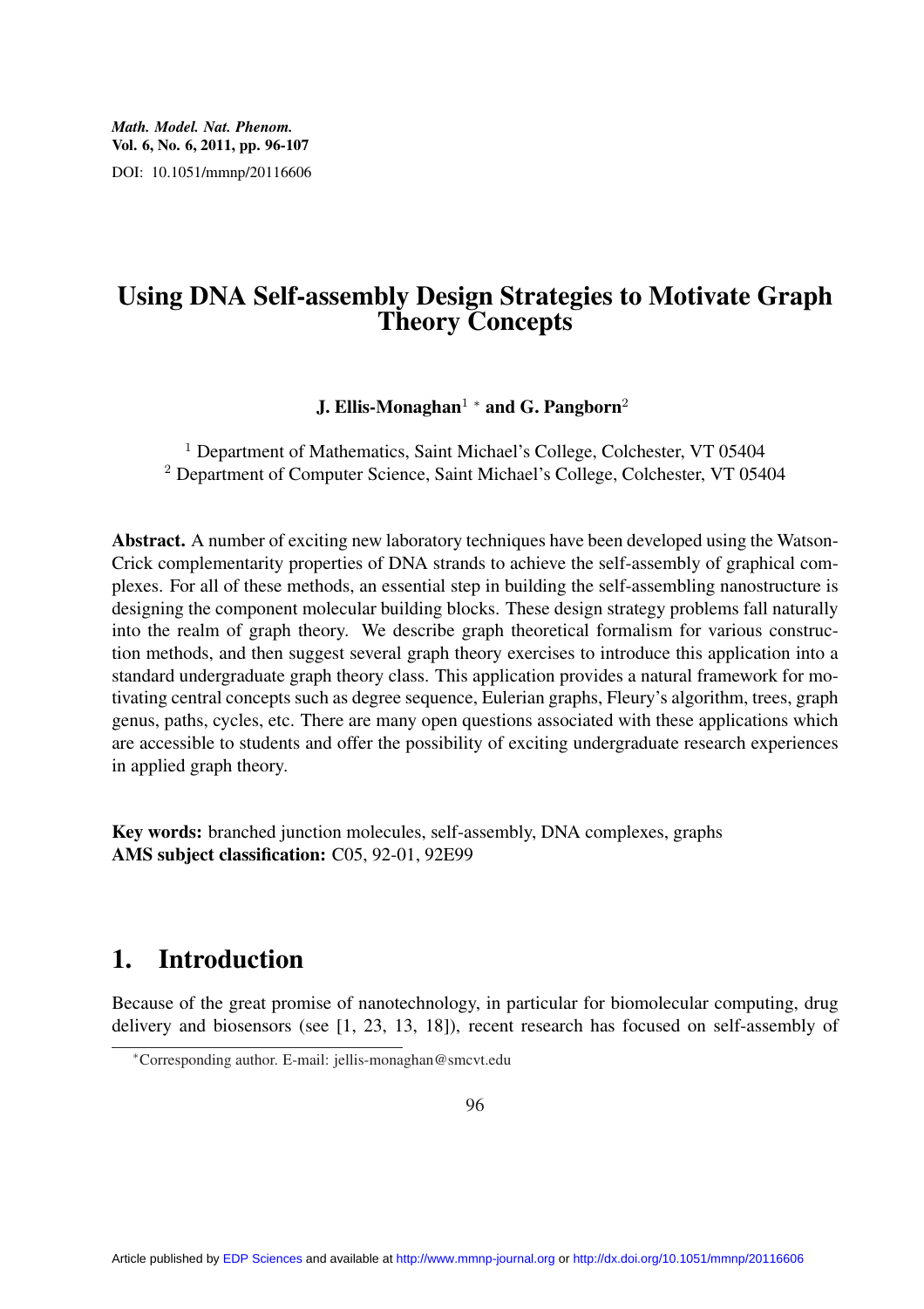*Math. Model. Nat. Phenom.*
**Vol. 6, No. 6, 2011, pp. 96-107**
DOI: 10.1051/mmnp/20116606

# Using DNA Self-assembly Design Strategies to Motivate Graph Theory Concepts

**J. Ellis-Monaghan**[1] * **and G. Pangborn**[2]

[1] Department of Mathematics, Saint Michael's College, Colchester, VT 05404
[2] Department of Computer Science, Saint Michael's College, Colchester, VT 05404

**Abstract.** A number of exciting new laboratory techniques have been developed using the Watson-Crick complementarity properties of DNA strands to achieve the self-assembly of graphical complexes. For all of these methods, an essential step in building the self-assembling nanostructure is designing the component molecular building blocks. These design strategy problems fall naturally into the realm of graph theory. We describe graph theoretical formalism for various construction methods, and then suggest several graph theory exercises to introduce this application into a standard undergraduate graph theory class. This application provides a natural framework for motivating central concepts such as degree sequence, Eulerian graphs, Fleury's algorithm, trees, graph genus, paths, cycles, etc. There are many open questions associated with these applications which are accessible to students and offer the possibility of exciting undergraduate research experiences in applied graph theory.

**Key words:** branched junction molecules, self-assembly, DNA complexes, graphs
**AMS subject classification:** C05, 92-01, 92E99

## 1. Introduction

Because of the great promise of nanotechnology, in particular for biomolecular computing, drug delivery and biosensors (see [1, 23, 13, 18]), recent research has focused on self-assembly of

*Corresponding author. E-mail: jellis-monaghan@smcvt.edu

Article published by EDP Sciences and available at http://www.mmnp-journal.org or http://dx.doi.org/10.1051/mmnp/20116606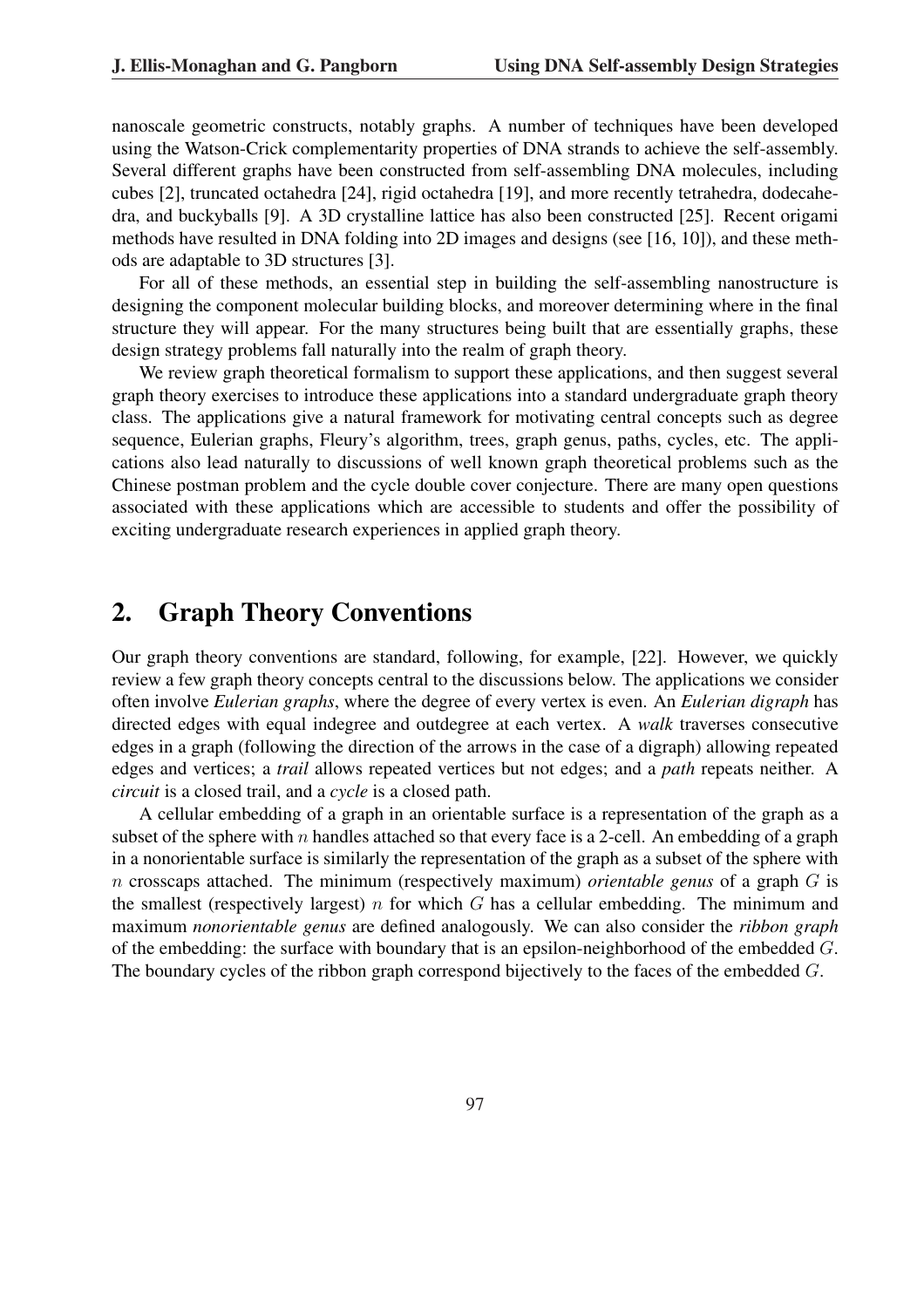nanoscale geometric constructs, notably graphs. A number of techniques have been developed using the Watson-Crick complementarity properties of DNA strands to achieve the self-assembly. Several different graphs have been constructed from self-assembling DNA molecules, including cubes [2], truncated octahedra [24], rigid octahedra [19], and more recently tetrahedra, dodecahedra, and buckyballs [9]. A 3D crystalline lattice has also been constructed [25]. Recent origami methods have resulted in DNA folding into 2D images and designs (see [16, 10]), and these methods are adaptable to 3D structures [3].

For all of these methods, an essential step in building the self-assembling nanostructure is designing the component molecular building blocks, and moreover determining where in the final structure they will appear. For the many structures being built that are essentially graphs, these design strategy problems fall naturally into the realm of graph theory.

We review graph theoretical formalism to support these applications, and then suggest several graph theory exercises to introduce these applications into a standard undergraduate graph theory class. The applications give a natural framework for motivating central concepts such as degree sequence, Eulerian graphs, Fleury's algorithm, trees, graph genus, paths, cycles, etc. The applications also lead naturally to discussions of well known graph theoretical problems such as the Chinese postman problem and the cycle double cover conjecture. There are many open questions associated with these applications which are accessible to students and offer the possibility of exciting undergraduate research experiences in applied graph theory.

## 2. Graph Theory Conventions

Our graph theory conventions are standard, following, for example, [22]. However, we quickly review a few graph theory concepts central to the discussions below. The applications we consider often involve *Eulerian graphs*, where the degree of every vertex is even. An *Eulerian digraph* has directed edges with equal indegree and outdegree at each vertex. A *walk* traverses consecutive edges in a graph (following the direction of the arrows in the case of a digraph) allowing repeated edges and vertices; a *trail* allows repeated vertices but not edges; and a *path* repeats neither. A *circuit* is a closed trail, and a *cycle* is a closed path.

A cellular embedding of a graph in an orientable surface is a representation of the graph as a subset of the sphere with $n$ handles attached so that every face is a 2-cell. An embedding of a graph in a nonorientable surface is similarly the representation of the graph as a subset of the sphere with $n$ crosscaps attached. The minimum (respectively maximum) *orientable genus* of a graph $G$ is the smallest (respectively largest) $n$ for which $G$ has a cellular embedding. The minimum and maximum *nonorientable genus* are defined analogously. We can also consider the *ribbon graph* of the embedding: the surface with boundary that is an epsilon-neighborhood of the embedded $G$. The boundary cycles of the ribbon graph correspond bijectively to the faces of the embedded $G$.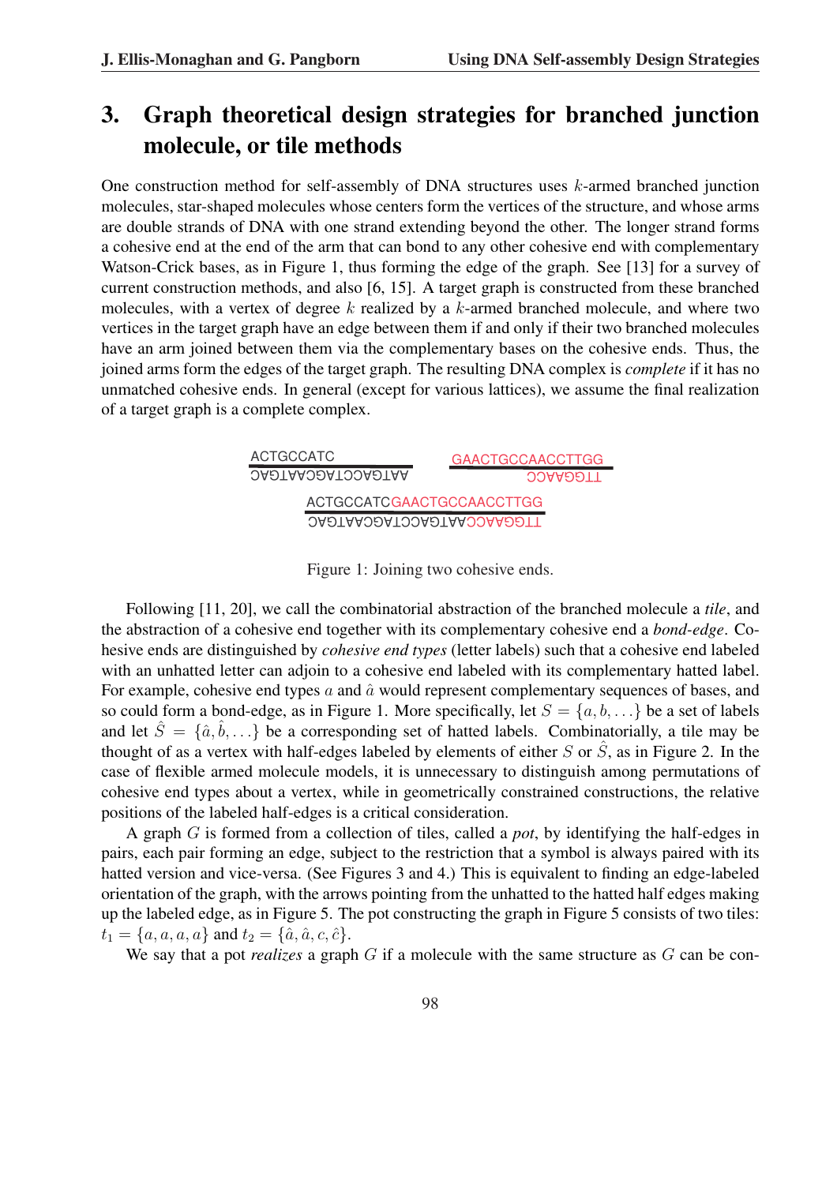## 3. Graph theoretical design strategies for branched junction molecule, or tile methods

One construction method for self-assembly of DNA structures uses $k$-armed branched junction molecules, star-shaped molecules whose centers form the vertices of the structure, and whose arms are double strands of DNA with one strand extending beyond the other. The longer strand forms a cohesive end at the end of the arm that can bond to any other cohesive end with complementary Watson-Crick bases, as in Figure 1, thus forming the edge of the graph. See [13] for a survey of current construction methods, and also [6, 15]. A target graph is constructed from these branched molecules, with a vertex of degree $k$ realized by a $k$-armed branched molecule, and where two vertices in the target graph have an edge between them if and only if their two branched molecules have an arm joined between them via the complementary bases on the cohesive ends. Thus, the joined arms form the edges of the target graph. The resulting DNA complex is *complete* if it has no unmatched cohesive ends. In general (except for various lattices), we assume the final realization of a target graph is a complete complex.

```
ACTGCCATC                  GAACTGCCAACCTTGG
TGACGGTAGCTTGACGGTTA                TTGGAACC

        ACTGCCATCGAACTGCCAACCTTGG
        TGACGGTAGCTTGACGGTTAACCAAGGTT
```

Figure 1: Joining two cohesive ends.

Following [11, 20], we call the combinatorial abstraction of the branched molecule a *tile*, and the abstraction of a cohesive end together with its complementary cohesive end a *bond-edge*. Cohesive ends are distinguished by *cohesive end types* (letter labels) such that a cohesive end labeled with an unhatted letter can adjoin to a cohesive end labeled with its complementary hatted label. For example, cohesive end types $a$ and $\hat{a}$ would represent complementary sequences of bases, and so could form a bond-edge, as in Figure 1. More specifically, let $S = \{a, b, \ldots\}$ be a set of labels and let $\hat{S} = \{\hat{a}, \hat{b}, \ldots\}$ be a corresponding set of hatted labels. Combinatorially, a tile may be thought of as a vertex with half-edges labeled by elements of either $S$ or $\hat{S}$, as in Figure 2. In the case of flexible armed molecule models, it is unnecessary to distinguish among permutations of cohesive end types about a vertex, while in geometrically constrained constructions, the relative positions of the labeled half-edges is a critical consideration.

A graph $G$ is formed from a collection of tiles, called a *pot*, by identifying the half-edges in pairs, each pair forming an edge, subject to the restriction that a symbol is always paired with its hatted version and vice-versa. (See Figures 3 and 4.) This is equivalent to finding an edge-labeled orientation of the graph, with the arrows pointing from the unhatted to the hatted half edges making up the labeled edge, as in Figure 5. The pot constructing the graph in Figure 5 consists of two tiles: $t_1 = \{a, a, a, a\}$ and $t_2 = \{\hat{a}, \hat{a}, c, \hat{c}\}$.

We say that a pot *realizes* a graph $G$ if a molecule with the same structure as $G$ can be con-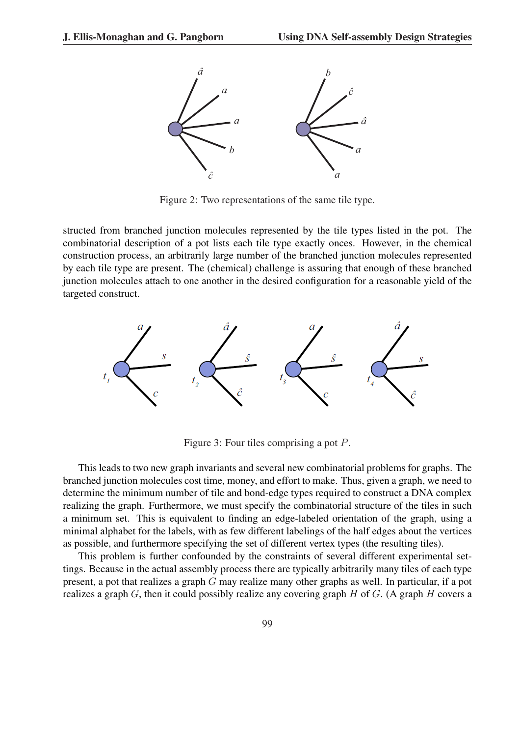Figure 2: Two representations of the same tile type.

structed from branched junction molecules represented by the tile types listed in the pot. The combinatorial description of a pot lists each tile type exactly onces. However, in the chemical construction process, an arbitrarily large number of the branched junction molecules represented by each tile type are present. The (chemical) challenge is assuring that enough of these branched junction molecules attach to one another in the desired configuration for a reasonable yield of the targeted construct.

Figure 3: Four tiles comprising a pot $P$.

This leads to two new graph invariants and several new combinatorial problems for graphs. The branched junction molecules cost time, money, and effort to make. Thus, given a graph, we need to determine the minimum number of tile and bond-edge types required to construct a DNA complex realizing the graph. Furthermore, we must specify the combinatorial structure of the tiles in such a minimum set. This is equivalent to finding an edge-labeled orientation of the graph, using a minimal alphabet for the labels, with as few different labelings of the half edges about the vertices as possible, and furthermore specifying the set of different vertex types (the resulting tiles).

This problem is further confounded by the constraints of several different experimental settings. Because in the actual assembly process there are typically arbitrarily many tiles of each type present, a pot that realizes a graph $G$ may realize many other graphs as well. In particular, if a pot realizes a graph $G$, then it could possibly realize any covering graph $H$ of $G$. (A graph $H$ covers a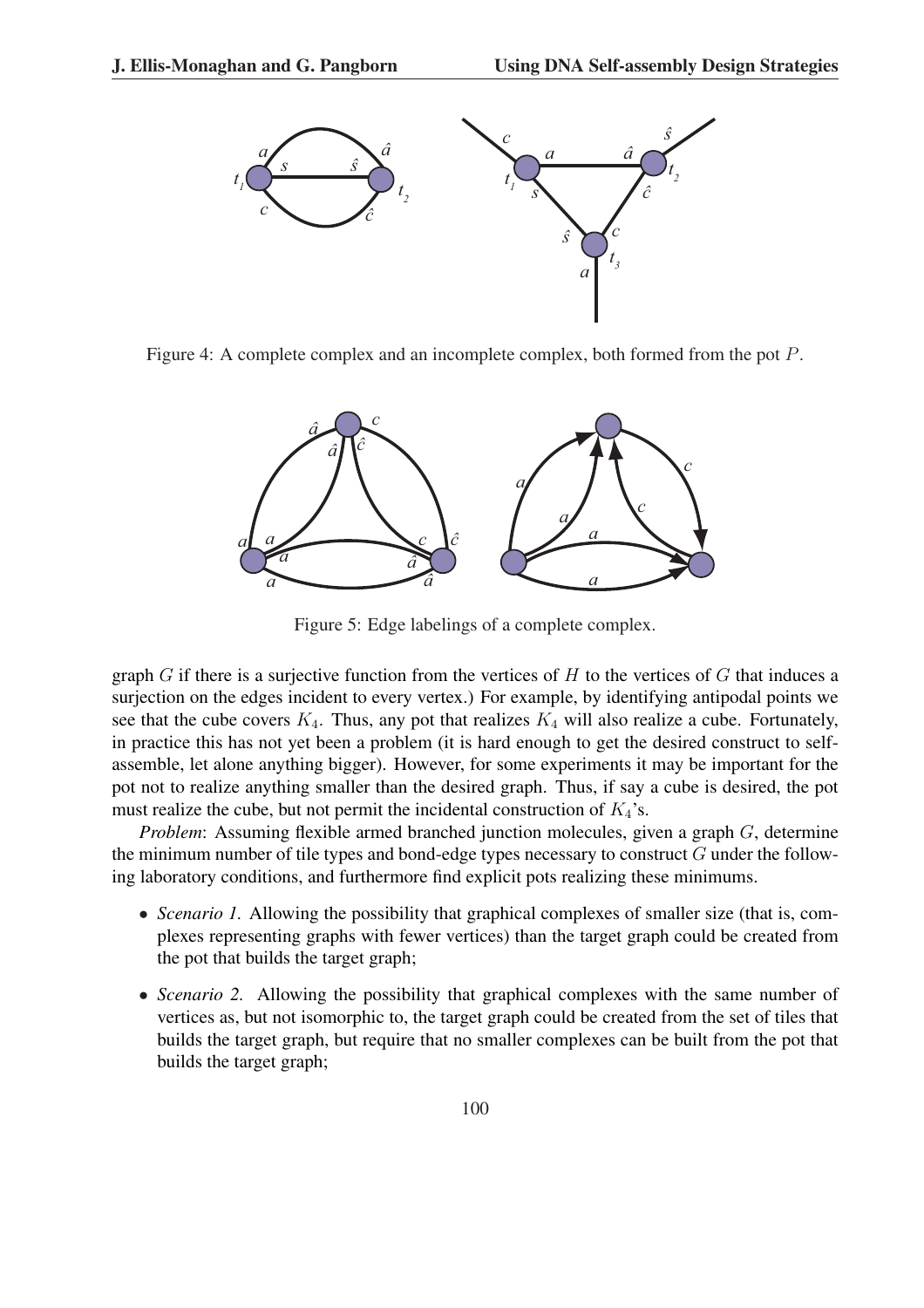Figure 4: A complete complex and an incomplete complex, both formed from the pot $P$.

Figure 5: Edge labelings of a complete complex.

graph $G$ if there is a surjective function from the vertices of $H$ to the vertices of $G$ that induces a surjection on the edges incident to every vertex.) For example, by identifying antipodal points we see that the cube covers $K_4$. Thus, any pot that realizes $K_4$ will also realize a cube. Fortunately, in practice this has not yet been a problem (it is hard enough to get the desired construct to self-assemble, let alone anything bigger). However, for some experiments it may be important for the pot not to realize anything smaller than the desired graph. Thus, if say a cube is desired, the pot must realize the cube, but not permit the incidental construction of $K_4$'s.

*Problem*: Assuming flexible armed branched junction molecules, given a graph $G$, determine the minimum number of tile types and bond-edge types necessary to construct $G$ under the following laboratory conditions, and furthermore find explicit pots realizing these minimums.

- *Scenario 1.* Allowing the possibility that graphical complexes of smaller size (that is, complexes representing graphs with fewer vertices) than the target graph could be created from the pot that builds the target graph;
- *Scenario 2.* Allowing the possibility that graphical complexes with the same number of vertices as, but not isomorphic to, the target graph could be created from the set of tiles that builds the target graph, but require that no smaller complexes can be built from the pot that builds the target graph;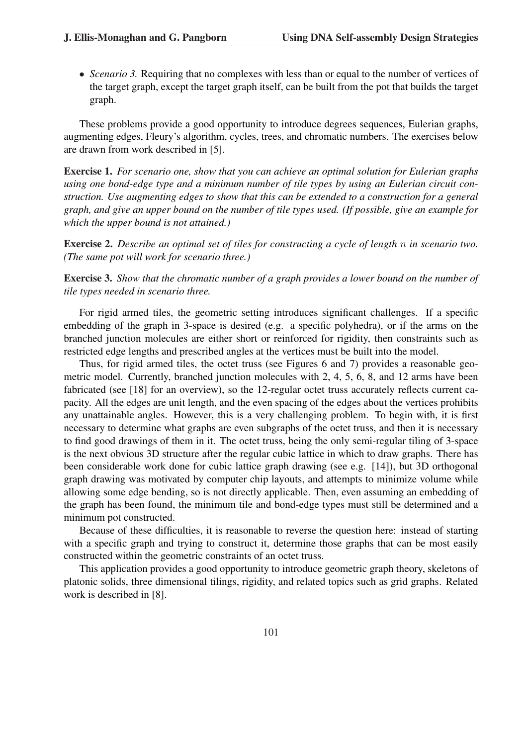- *Scenario 3.* Requiring that no complexes with less than or equal to the number of vertices of the target graph, except the target graph itself, can be built from the pot that builds the target graph.

These problems provide a good opportunity to introduce degrees sequences, Eulerian graphs, augmenting edges, Fleury's algorithm, cycles, trees, and chromatic numbers. The exercises below are drawn from work described in [5].

**Exercise 1.** *For scenario one, show that you can achieve an optimal solution for Eulerian graphs using one bond-edge type and a minimum number of tile types by using an Eulerian circuit construction. Use augmenting edges to show that this can be extended to a construction for a general graph, and give an upper bound on the number of tile types used. (If possible, give an example for which the upper bound is not attained.)*

**Exercise 2.** *Describe an optimal set of tiles for constructing a cycle of length $n$ in scenario two. (The same pot will work for scenario three.)*

**Exercise 3.** *Show that the chromatic number of a graph provides a lower bound on the number of tile types needed in scenario three.*

For rigid armed tiles, the geometric setting introduces significant challenges. If a specific embedding of the graph in 3-space is desired (e.g. a specific polyhedra), or if the arms on the branched junction molecules are either short or reinforced for rigidity, then constraints such as restricted edge lengths and prescribed angles at the vertices must be built into the model.

Thus, for rigid armed tiles, the octet truss (see Figures 6 and 7) provides a reasonable geometric model. Currently, branched junction molecules with 2, 4, 5, 6, 8, and 12 arms have been fabricated (see [18] for an overview), so the 12-regular octet truss accurately reflects current capacity. All the edges are unit length, and the even spacing of the edges about the vertices prohibits any unattainable angles. However, this is a very challenging problem. To begin with, it is first necessary to determine what graphs are even subgraphs of the octet truss, and then it is necessary to find good drawings of them in it. The octet truss, being the only semi-regular tiling of 3-space is the next obvious 3D structure after the regular cubic lattice in which to draw graphs. There has been considerable work done for cubic lattice graph drawing (see e.g. [14]), but 3D orthogonal graph drawing was motivated by computer chip layouts, and attempts to minimize volume while allowing some edge bending, so is not directly applicable. Then, even assuming an embedding of the graph has been found, the minimum tile and bond-edge types must still be determined and a minimum pot constructed.

Because of these difficulties, it is reasonable to reverse the question here: instead of starting with a specific graph and trying to construct it, determine those graphs that can be most easily constructed within the geometric constraints of an octet truss.

This application provides a good opportunity to introduce geometric graph theory, skeletons of platonic solids, three dimensional tilings, rigidity, and related topics such as grid graphs. Related work is described in [8].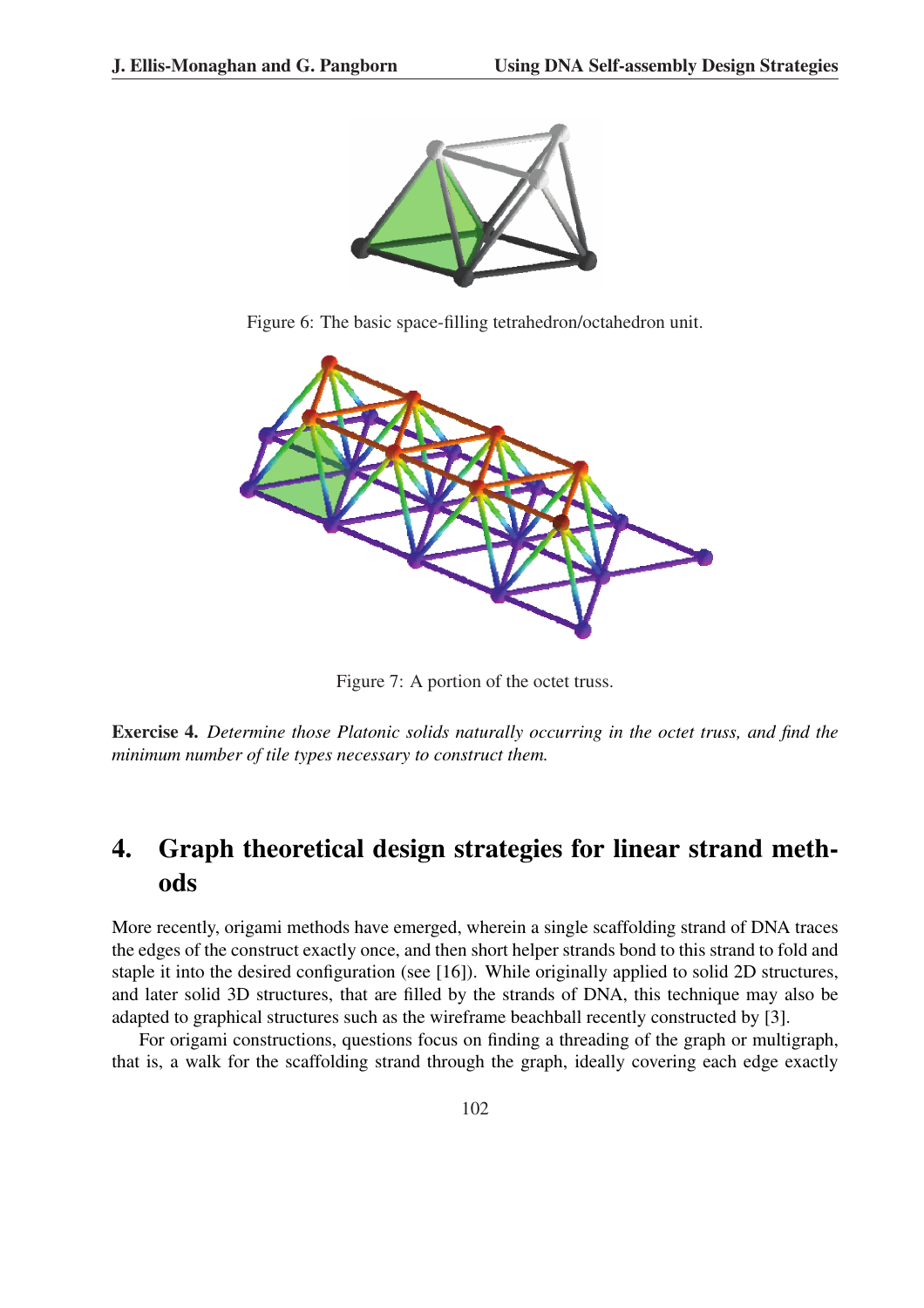Figure 6: The basic space-filling tetrahedron/octahedron unit.

Figure 7: A portion of the octet truss.

**Exercise 4.** *Determine those Platonic solids naturally occurring in the octet truss, and find the minimum number of tile types necessary to construct them.*

## 4. Graph theoretical design strategies for linear strand methods

More recently, origami methods have emerged, wherein a single scaffolding strand of DNA traces the edges of the construct exactly once, and then short helper strands bond to this strand to fold and staple it into the desired configuration (see [16]). While originally applied to solid 2D structures, and later solid 3D structures, that are filled by the strands of DNA, this technique may also be adapted to graphical structures such as the wireframe beachball recently constructed by [3].

For origami constructions, questions focus on finding a threading of the graph or multigraph, that is, a walk for the scaffolding strand through the graph, ideally covering each edge exactly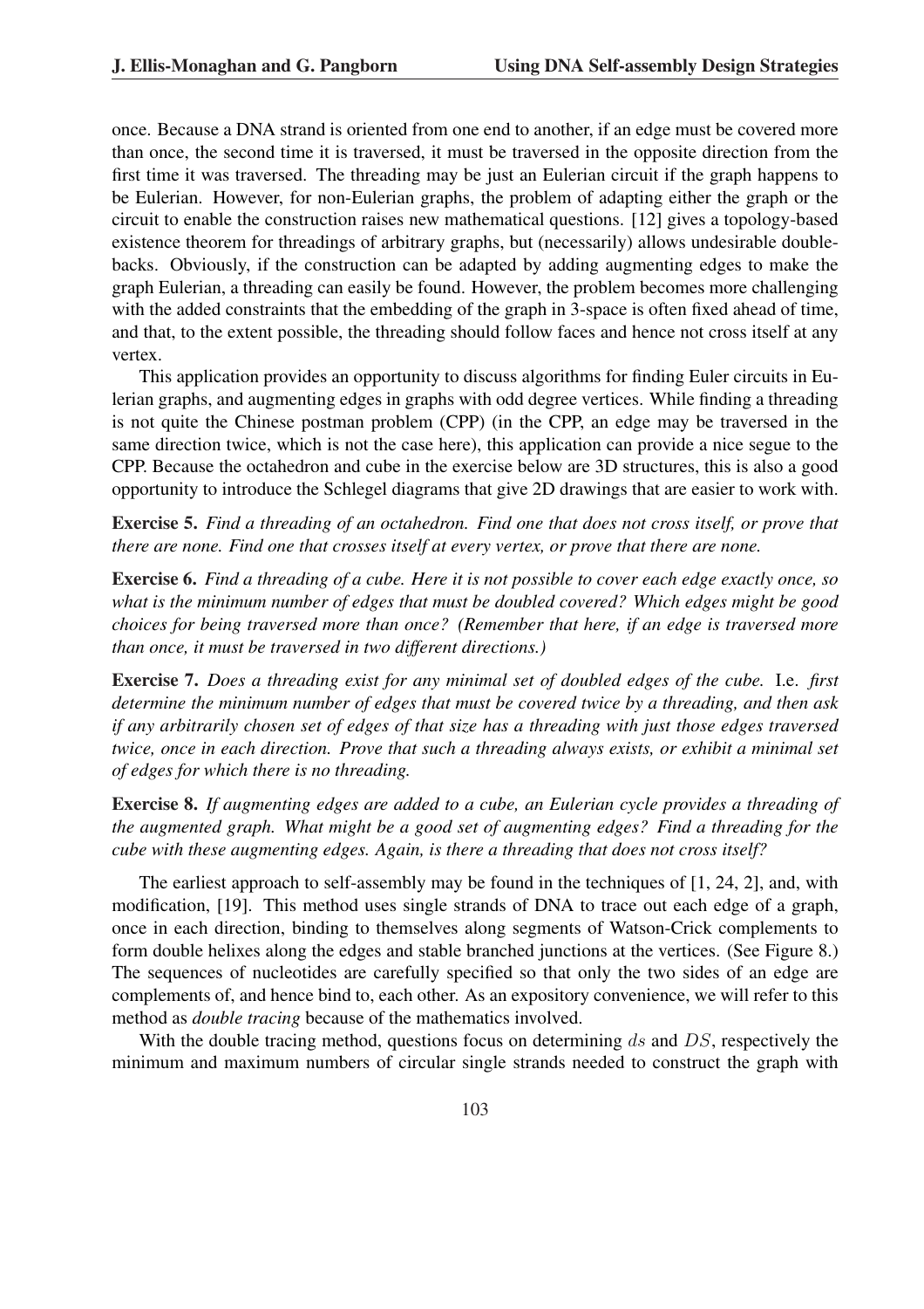once. Because a DNA strand is oriented from one end to another, if an edge must be covered more than once, the second time it is traversed, it must be traversed in the opposite direction from the first time it was traversed. The threading may be just an Eulerian circuit if the graph happens to be Eulerian. However, for non-Eulerian graphs, the problem of adapting either the graph or the circuit to enable the construction raises new mathematical questions. [12] gives a topology-based existence theorem for threadings of arbitrary graphs, but (necessarily) allows undesirable double-backs. Obviously, if the construction can be adapted by adding augmenting edges to make the graph Eulerian, a threading can easily be found. However, the problem becomes more challenging with the added constraints that the embedding of the graph in 3-space is often fixed ahead of time, and that, to the extent possible, the threading should follow faces and hence not cross itself at any vertex.

This application provides an opportunity to discuss algorithms for finding Euler circuits in Eulerian graphs, and augmenting edges in graphs with odd degree vertices. While finding a threading is not quite the Chinese postman problem (CPP) (in the CPP, an edge may be traversed in the same direction twice, which is not the case here), this application can provide a nice segue to the CPP. Because the octahedron and cube in the exercise below are 3D structures, this is also a good opportunity to introduce the Schlegel diagrams that give 2D drawings that are easier to work with.

**Exercise 5.** *Find a threading of an octahedron. Find one that does not cross itself, or prove that there are none. Find one that crosses itself at every vertex, or prove that there are none.*

**Exercise 6.** *Find a threading of a cube. Here it is not possible to cover each edge exactly once, so what is the minimum number of edges that must be doubled covered? Which edges might be good choices for being traversed more than once? (Remember that here, if an edge is traversed more than once, it must be traversed in two different directions.)*

**Exercise 7.** *Does a threading exist for any minimal set of doubled edges of the cube.* I.e. *first determine the minimum number of edges that must be covered twice by a threading, and then ask if any arbitrarily chosen set of edges of that size has a threading with just those edges traversed twice, once in each direction. Prove that such a threading always exists, or exhibit a minimal set of edges for which there is no threading.*

**Exercise 8.** *If augmenting edges are added to a cube, an Eulerian cycle provides a threading of the augmented graph. What might be a good set of augmenting edges? Find a threading for the cube with these augmenting edges. Again, is there a threading that does not cross itself?*

The earliest approach to self-assembly may be found in the techniques of [1, 24, 2], and, with modification, [19]. This method uses single strands of DNA to trace out each edge of a graph, once in each direction, binding to themselves along segments of Watson-Crick complements to form double helixes along the edges and stable branched junctions at the vertices. (See Figure 8.) The sequences of nucleotides are carefully specified so that only the two sides of an edge are complements of, and hence bind to, each other. As an expository convenience, we will refer to this method as *double tracing* because of the mathematics involved.

With the double tracing method, questions focus on determining $ds$ and $DS$, respectively the minimum and maximum numbers of circular single strands needed to construct the graph with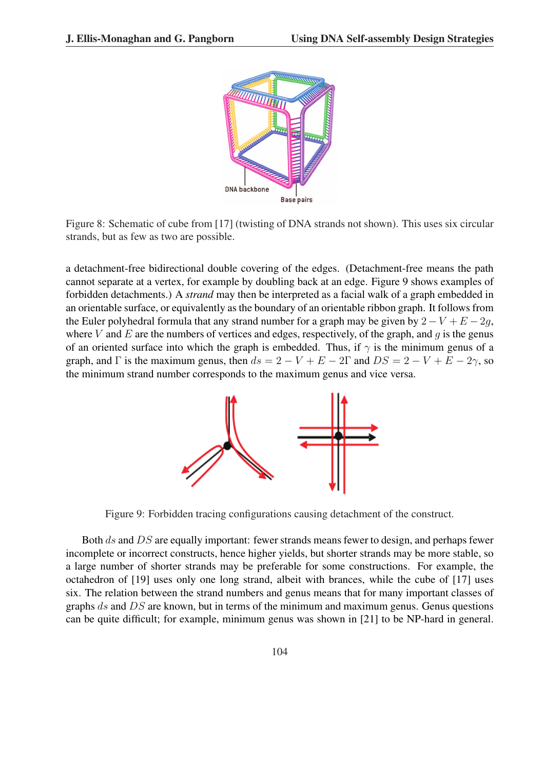Figure 8: Schematic of cube from [17] (twisting of DNA strands not shown). This uses six circular strands, but as few as two are possible.

a detachment-free bidirectional double covering of the edges. (Detachment-free means the path cannot separate at a vertex, for example by doubling back at an edge. Figure 9 shows examples of forbidden detachments.) A *strand* may then be interpreted as a facial walk of a graph embedded in an orientable surface, or equivalently as the boundary of an orientable ribbon graph. It follows from the Euler polyhedral formula that any strand number for a graph may be given by $2 - V + E - 2g$, where $V$ and $E$ are the numbers of vertices and edges, respectively, of the graph, and $g$ is the genus of an oriented surface into which the graph is embedded. Thus, if $\gamma$ is the minimum genus of a graph, and $\Gamma$ is the maximum genus, then $ds = 2 - V + E - 2\Gamma$ and $DS = 2 - V + E - 2\gamma$, so the minimum strand number corresponds to the maximum genus and vice versa.

Figure 9: Forbidden tracing configurations causing detachment of the construct.

Both $ds$ and $DS$ are equally important: fewer strands means fewer to design, and perhaps fewer incomplete or incorrect constructs, hence higher yields, but shorter strands may be more stable, so a large number of shorter strands may be preferable for some constructions. For example, the octahedron of [19] uses only one long strand, albeit with brances, while the cube of [17] uses six. The relation between the strand numbers and genus means that for many important classes of graphs $ds$ and $DS$ are known, but in terms of the minimum and maximum genus. Genus questions can be quite difficult; for example, minimum genus was shown in [21] to be NP-hard in general.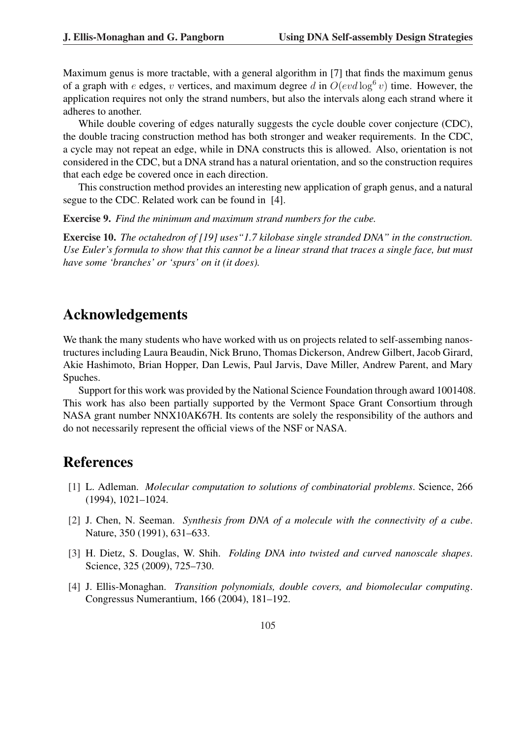Maximum genus is more tractable, with a general algorithm in [7] that finds the maximum genus of a graph with $e$ edges, $v$ vertices, and maximum degree $d$ in $O(evd \log^6 v)$ time. However, the application requires not only the strand numbers, but also the intervals along each strand where it adheres to another.

While double covering of edges naturally suggests the cycle double cover conjecture (CDC), the double tracing construction method has both stronger and weaker requirements. In the CDC, a cycle may not repeat an edge, while in DNA constructs this is allowed. Also, orientation is not considered in the CDC, but a DNA strand has a natural orientation, and so the construction requires that each edge be covered once in each direction.

This construction method provides an interesting new application of graph genus, and a natural segue to the CDC. Related work can be found in [4].

**Exercise 9.** *Find the minimum and maximum strand numbers for the cube.*

**Exercise 10.** *The octahedron of [19] uses "1.7 kilobase single stranded DNA" in the construction. Use Euler's formula to show that this cannot be a linear strand that traces a single face, but must have some 'branches' or 'spurs' on it (it does).*

## Acknowledgements

We thank the many students who have worked with us on projects related to self-assembing nanostructures including Laura Beaudin, Nick Bruno, Thomas Dickerson, Andrew Gilbert, Jacob Girard, Akie Hashimoto, Brian Hopper, Dan Lewis, Paul Jarvis, Dave Miller, Andrew Parent, and Mary Spuches.

Support for this work was provided by the National Science Foundation through award 1001408. This work has also been partially supported by the Vermont Space Grant Consortium through NASA grant number NNX10AK67H. Its contents are solely the responsibility of the authors and do not necessarily represent the official views of the NSF or NASA.

## References

[1] L. Adleman. *Molecular computation to solutions of combinatorial problems*. Science, 266 (1994), 1021–1024.

[2] J. Chen, N. Seeman. *Synthesis from DNA of a molecule with the connectivity of a cube*. Nature, 350 (1991), 631–633.

[3] H. Dietz, S. Douglas, W. Shih. *Folding DNA into twisted and curved nanoscale shapes*. Science, 325 (2009), 725–730.

[4] J. Ellis-Monaghan. *Transition polynomials, double covers, and biomolecular computing*. Congressus Numerantium, 166 (2004), 181–192.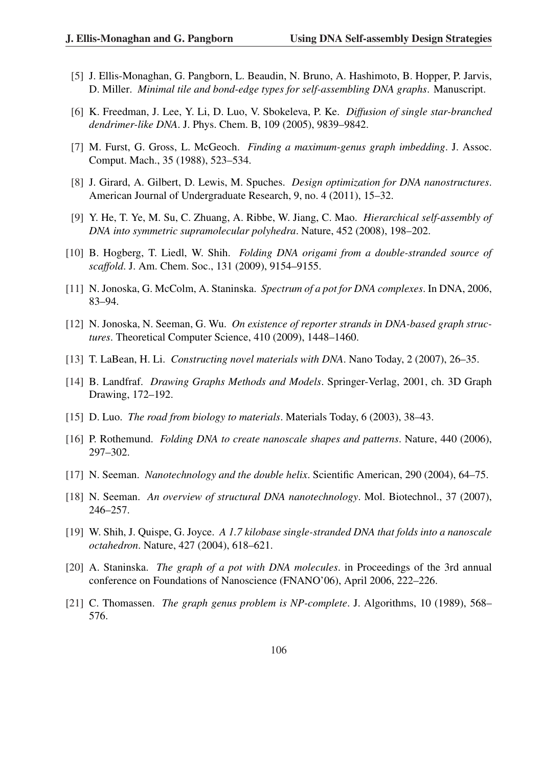[5] J. Ellis-Monaghan, G. Pangborn, L. Beaudin, N. Bruno, A. Hashimoto, B. Hopper, P. Jarvis, D. Miller. *Minimal tile and bond-edge types for self-assembling DNA graphs*. Manuscript.

[6] K. Freedman, J. Lee, Y. Li, D. Luo, V. Sbokeleva, P. Ke. *Diffusion of single star-branched dendrimer-like DNA*. J. Phys. Chem. B, 109 (2005), 9839–9842.

[7] M. Furst, G. Gross, L. McGeoch. *Finding a maximum-genus graph imbedding*. J. Assoc. Comput. Mach., 35 (1988), 523–534.

[8] J. Girard, A. Gilbert, D. Lewis, M. Spuches. *Design optimization for DNA nanostructures*. American Journal of Undergraduate Research, 9, no. 4 (2011), 15–32.

[9] Y. He, T. Ye, M. Su, C. Zhuang, A. Ribbe, W. Jiang, C. Mao. *Hierarchical self-assembly of DNA into symmetric supramolecular polyhedra*. Nature, 452 (2008), 198–202.

[10] B. Hogberg, T. Liedl, W. Shih. *Folding DNA origami from a double-stranded source of scaffold*. J. Am. Chem. Soc., 131 (2009), 9154–9155.

[11] N. Jonoska, G. McColm, A. Staninska. *Spectrum of a pot for DNA complexes*. In DNA, 2006, 83–94.

[12] N. Jonoska, N. Seeman, G. Wu. *On existence of reporter strands in DNA-based graph structures*. Theoretical Computer Science, 410 (2009), 1448–1460.

[13] T. LaBean, H. Li. *Constructing novel materials with DNA*. Nano Today, 2 (2007), 26–35.

[14] B. Landfraf. *Drawing Graphs Methods and Models*. Springer-Verlag, 2001, ch. 3D Graph Drawing, 172–192.

[15] D. Luo. *The road from biology to materials*. Materials Today, 6 (2003), 38–43.

[16] P. Rothemund. *Folding DNA to create nanoscale shapes and patterns*. Nature, 440 (2006), 297–302.

[17] N. Seeman. *Nanotechnology and the double helix*. Scientific American, 290 (2004), 64–75.

[18] N. Seeman. *An overview of structural DNA nanotechnology*. Mol. Biotechnol., 37 (2007), 246–257.

[19] W. Shih, J. Quispe, G. Joyce. *A 1.7 kilobase single-stranded DNA that folds into a nanoscale octahedron*. Nature, 427 (2004), 618–621.

[20] A. Staninska. *The graph of a pot with DNA molecules*. in Proceedings of the 3rd annual conference on Foundations of Nanoscience (FNANO'06), April 2006, 222–226.

[21] C. Thomassen. *The graph genus problem is NP-complete*. J. Algorithms, 10 (1989), 568–576.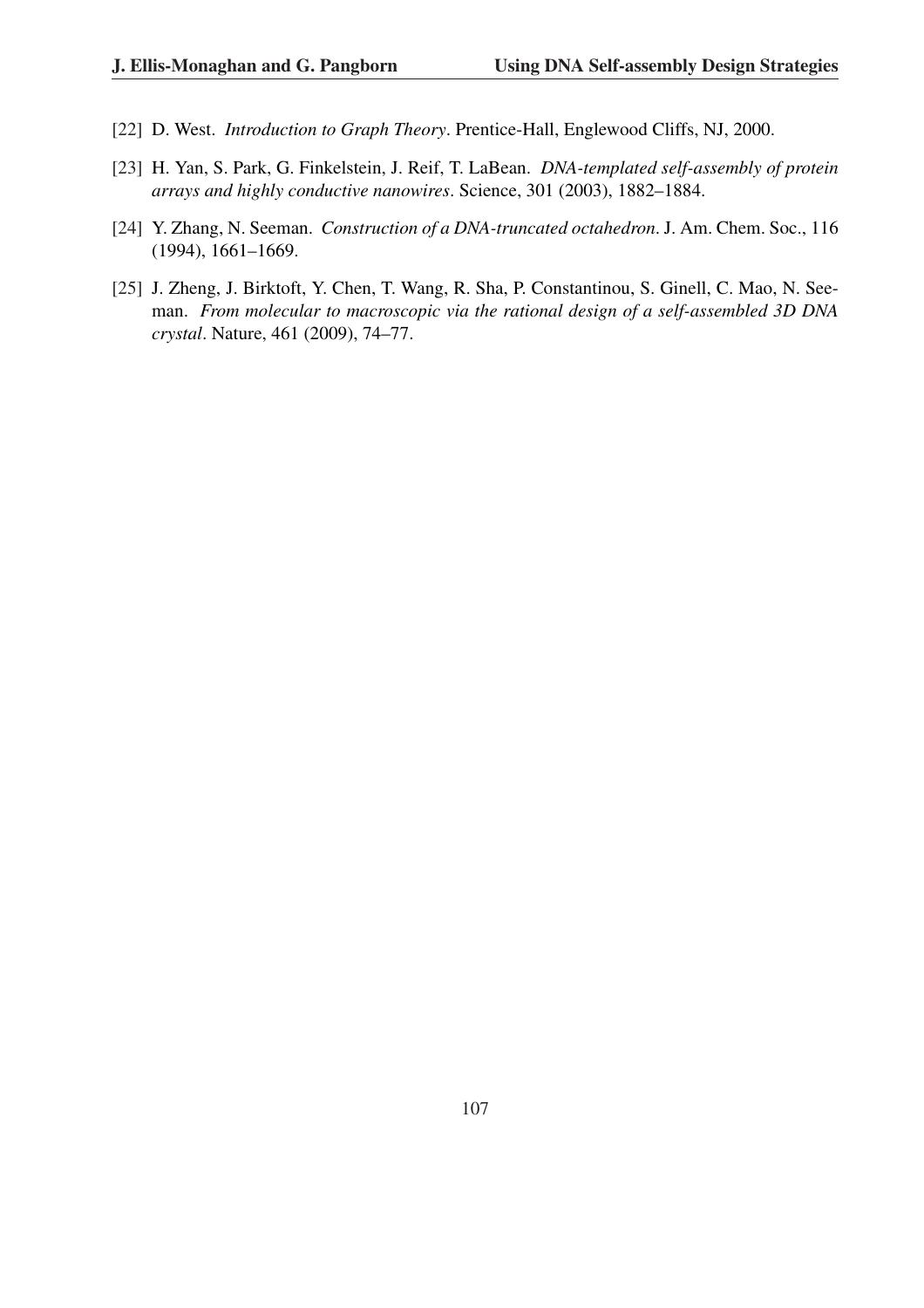[22] D. West. *Introduction to Graph Theory*. Prentice-Hall, Englewood Cliffs, NJ, 2000.

[23] H. Yan, S. Park, G. Finkelstein, J. Reif, T. LaBean. *DNA-templated self-assembly of protein arrays and highly conductive nanowires*. Science, 301 (2003), 1882–1884.

[24] Y. Zhang, N. Seeman. *Construction of a DNA-truncated octahedron*. J. Am. Chem. Soc., 116 (1994), 1661–1669.

[25] J. Zheng, J. Birktoft, Y. Chen, T. Wang, R. Sha, P. Constantinou, S. Ginell, C. Mao, N. Seeman. *From molecular to macroscopic via the rational design of a self-assembled 3D DNA crystal*. Nature, 461 (2009), 74–77.